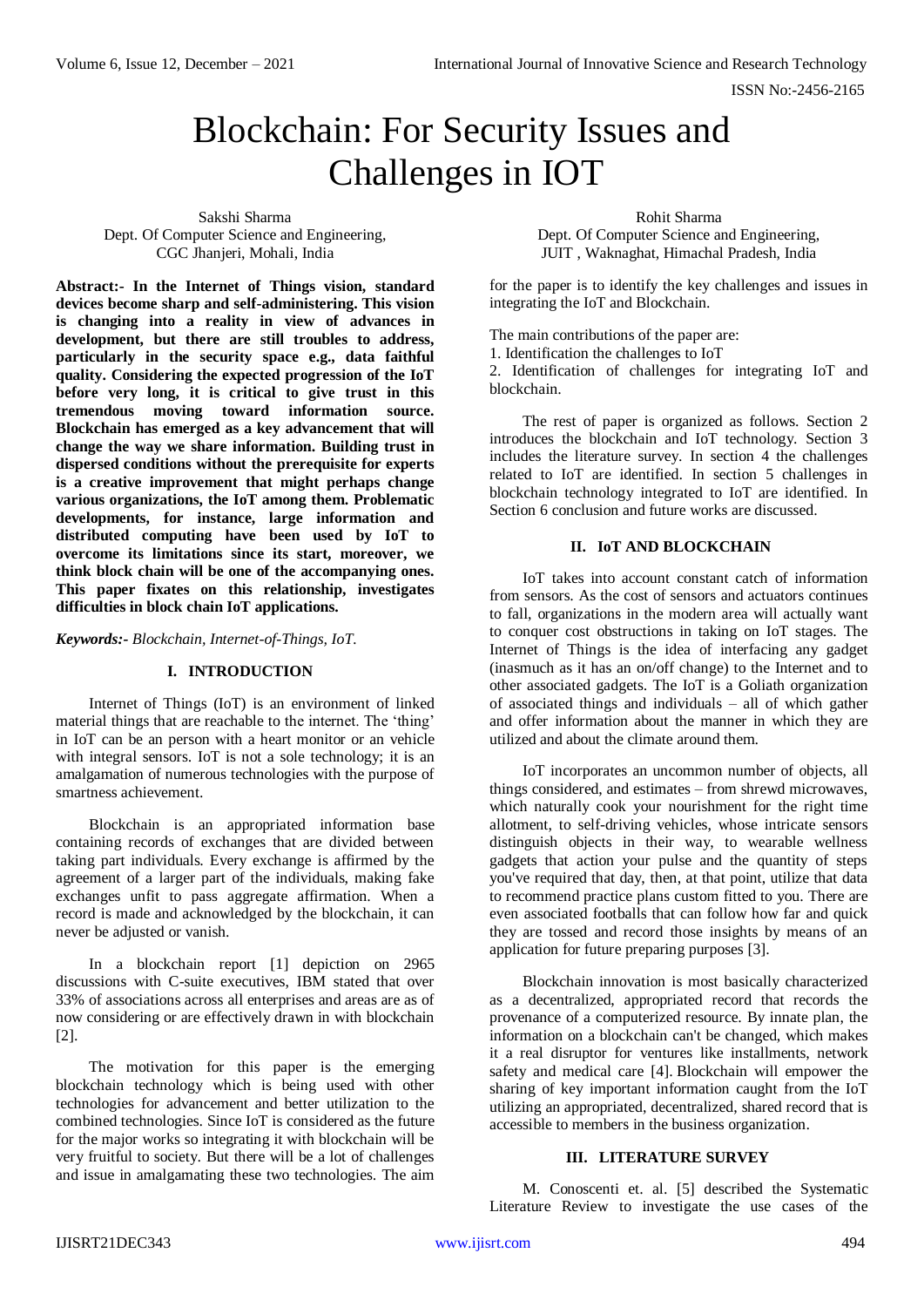# Blockchain: For Security Issues and Challenges in IOT

Sakshi Sharma
Dept. Of Computer Science and Engineering,
CGC Jhanjeri, Mohali, India

Rohit Sharma
Dept. Of Computer Science and Engineering,
JUIT , Waknaghat, Himachal Pradesh, India

**Abstract:- In the Internet of Things vision, standard devices become sharp and self-administering. This vision is changing into a reality in view of advances in development, but there are still troubles to address, particularly in the security space e.g., data faithful quality. Considering the expected progression of the IoT before very long, it is critical to give trust in this tremendous moving toward information source. Blockchain has emerged as a key advancement that will change the way we share information. Building trust in dispersed conditions without the prerequisite for experts is a creative improvement that might perhaps change various organizations, the IoT among them. Problematic developments, for instance, large information and distributed computing have been used by IoT to overcome its limitations since its start, moreover, we think block chain will be one of the accompanying ones. This paper fixates on this relationship, investigates difficulties in block chain IoT applications.**

***Keywords:-** Blockchain, Internet-of-Things, IoT.*

## I. INTRODUCTION

Internet of Things (IoT) is an environment of linked material things that are reachable to the internet. The 'thing' in IoT can be an person with a heart monitor or an vehicle with integral sensors. IoT is not a sole technology; it is an amalgamation of numerous technologies with the purpose of smartness achievement.

Blockchain is an appropriated information base containing records of exchanges that are divided between taking part individuals. Every exchange is affirmed by the agreement of a larger part of the individuals, making fake exchanges unfit to pass aggregate affirmation. When a record is made and acknowledged by the blockchain, it can never be adjusted or vanish.

In a blockchain report [1] depiction on 2965 discussions with C-suite executives, IBM stated that over 33% of associations across all enterprises and areas are as of now considering or are effectively drawn in with blockchain [2].

The motivation for this paper is the emerging blockchain technology which is being used with other technologies for advancement and better utilization to the combined technologies. Since IoT is considered as the future for the major works so integrating it with blockchain will be very fruitful to society. But there will be a lot of challenges and issue in amalgamating these two technologies. The aim for the paper is to identify the key challenges and issues in integrating the IoT and Blockchain.

The main contributions of the paper are:

1. Identification the challenges to IoT
2. Identification of challenges for integrating IoT and blockchain.

The rest of paper is organized as follows. Section 2 introduces the blockchain and IoT technology. Section 3 includes the literature survey. In section 4 the challenges related to IoT are identified. In section 5 challenges in blockchain technology integrated to IoT are identified. In Section 6 conclusion and future works are discussed.

## II. IoT AND BLOCKCHAIN

IoT takes into account constant catch of information from sensors. As the cost of sensors and actuators continues to fall, organizations in the modern area will actually want to conquer cost obstructions in taking on IoT stages. The Internet of Things is the idea of interfacing any gadget (inasmuch as it has an on/off change) to the Internet and to other associated gadgets. The IoT is a Goliath organization of associated things and individuals – all of which gather and offer information about the manner in which they are utilized and about the climate around them.

IoT incorporates an uncommon number of objects, all things considered, and estimates – from shrewd microwaves, which naturally cook your nourishment for the right time allotment, to self-driving vehicles, whose intricate sensors distinguish objects in their way, to wearable wellness gadgets that action your pulse and the quantity of steps you've required that day, then, at that point, utilize that data to recommend practice plans custom fitted to you. There are even associated footballs that can follow how far and quick they are tossed and record those insights by means of an application for future preparing purposes [3].

Blockchain innovation is most basically characterized as a decentralized, appropriated record that records the provenance of a computerized resource. By innate plan, the information on a blockchain can't be changed, which makes it a real disruptor for ventures like installments, network safety and medical care [4]. Blockchain will empower the sharing of key important information caught from the IoT utilizing an appropriated, decentralized, shared record that is accessible to members in the business organization.

## III. LITERATURE SURVEY

M. Conoscenti et. al. [5] described the Systematic Literature Review to investigate the use cases of the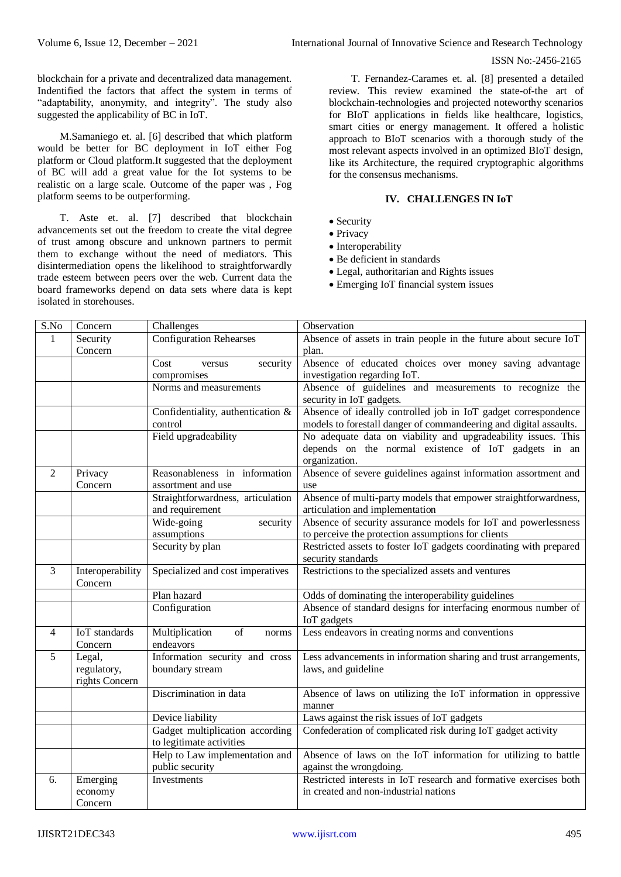blockchain for a private and decentralized data management. Indentified the factors that affect the system in terms of "adaptability, anonymity, and integrity". The study also suggested the applicability of BC in IoT.

M.Samaniego et. al. [6] described that which platform would be better for BC deployment in IoT either Fog platform or Cloud platform.It suggested that the deployment of BC will add a great value for the Iot systems to be realistic on a large scale. Outcome of the paper was , Fog platform seems to be outperforming.

T. Aste et. al. [7] described that blockchain advancements set out the freedom to create the vital degree of trust among obscure and unknown partners to permit them to exchange without the need of mediators. This disintermediation opens the likelihood to straightforwardly trade esteem between peers over the web. Current data the board frameworks depend on data sets where data is kept isolated in storehouses.

T. Fernandez-Carames et. al. [8] presented a detailed review. This review examined the state-of-the art of blockchain-technologies and projected noteworthy scenarios for BIoT applications in fields like healthcare, logistics, smart cities or energy management. It offered a holistic approach to BIoT scenarios with a thorough study of the most relevant aspects involved in an optimized BIoT design, like its Architecture, the required cryptographic algorithms for the consensus mechanisms.

## IV. CHALLENGES IN IoT

- Security
- Privacy
- Interoperability
- Be deficient in standards
- Legal, authoritarian and Rights issues
- Emerging IoT financial system issues

| S.No | Concern | Challenges | Observation |
|---|---|---|---|
| 1 | Security Concern | Configuration Rehearses | Absence of assets in train people in the future about secure IoT plan. |
| | | Cost versus security compromises | Absence of educated choices over money saving advantage investigation regarding IoT. |
| | | Norms and measurements | Absence of guidelines and measurements to recognize the security in IoT gadgets. |
| | | Confidentiality, authentication & control | Absence of ideally controlled job in IoT gadget correspondence models to forestall danger of commandeering and digital assaults. |
| | | Field upgradeability | No adequate data on viability and upgradeability issues. This depends on the normal existence of IoT gadgets in an organization. |
| 2 | Privacy Concern | Reasonableness in information assortment and use | Absence of severe guidelines against information assortment and use |
| | | Straightforwardness, articulation and requirement | Absence of multi-party models that empower straightforwardness, articulation and implementation |
| | | Wide-going security assumptions | Absence of security assurance models for IoT and powerlessness to perceive the protection assumptions for clients |
| | | Security by plan | Restricted assets to foster IoT gadgets coordinating with prepared security standards |
| 3 | Interoperability Concern | Specialized and cost imperatives | Restrictions to the specialized assets and ventures |
| | | Plan hazard | Odds of dominating the interoperability guidelines |
| | | Configuration | Absence of standard designs for interfacing enormous number of IoT gadgets |
| 4 | IoT standards Concern | Multiplication of norms endeavors | Less endeavors in creating norms and conventions |
| 5 | Legal, regulatory, rights Concern | Information security and cross boundary stream | Less advancements in information sharing and trust arrangements, laws, and guideline |
| | | Discrimination in data | Absence of laws on utilizing the IoT information in oppressive manner |
| | | Device liability | Laws against the risk issues of IoT gadgets |
| | | Gadget multiplication according to legitimate activities | Confederation of complicated risk during IoT gadget activity |
| | | Help to Law implementation and public security | Absence of laws on the IoT information for utilizing to battle against the wrongdoing. |
| 6. | Emerging economy Concern | Investments | Restricted interests in IoT research and formative exercises both in created and non-industrial nations |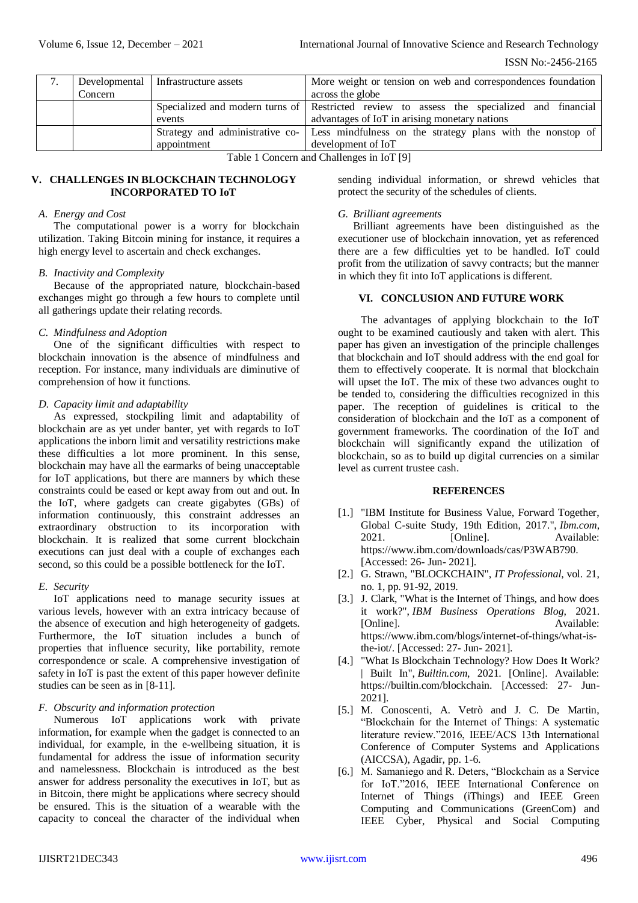| 7. | Developmental Concern | Infrastructure assets | More weight or tension on web and correspondences foundation across the globe |
|---|---|---|---|
| | | Specialized and modern turns of events | Restricted review to assess the specialized and financial advantages of IoT in arising monetary nations |
| | | Strategy and administrative co-appointment | Less mindfulness on the strategy plans with the nonstop of development of IoT |

Table 1 Concern and Challenges in IoT [9]

## V. CHALLENGES IN BLOCKCHAIN TECHNOLOGY INCORPORATED TO IoT

### *A. Energy and Cost*

The computational power is a worry for blockchain utilization. Taking Bitcoin mining for instance, it requires a high energy level to ascertain and check exchanges.

### *B. Inactivity and Complexity*

Because of the appropriated nature, blockchain-based exchanges might go through a few hours to complete until all gatherings update their relating records.

### *C. Mindfulness and Adoption*

One of the significant difficulties with respect to blockchain innovation is the absence of mindfulness and reception. For instance, many individuals are diminutive of comprehension of how it functions.

### *D. Capacity limit and adaptability*

As expressed, stockpiling limit and adaptability of blockchain are as yet under banter, yet with regards to IoT applications the inborn limit and versatility restrictions make these difficulties a lot more prominent. In this sense, blockchain may have all the earmarks of being unacceptable for IoT applications, but there are manners by which these constraints could be eased or kept away from out and out. In the IoT, where gadgets can create gigabytes (GBs) of information continuously, this constraint addresses an extraordinary obstruction to its incorporation with blockchain. It is realized that some current blockchain executions can just deal with a couple of exchanges each second, so this could be a possible bottleneck for the IoT.

### *E. Security*

IoT applications need to manage security issues at various levels, however with an extra intricacy because of the absence of execution and high heterogeneity of gadgets. Furthermore, the IoT situation includes a bunch of properties that influence security, like portability, remote correspondence or scale. A comprehensive investigation of safety in IoT is past the extent of this paper however definite studies can be seen as in [8-11].

### *F. Obscurity and information protection*

Numerous IoT applications work with private information, for example when the gadget is connected to an individual, for example, in the e-wellbeing situation, it is fundamental for address the issue of information security and namelessness. Blockchain is introduced as the best answer for address personality the executives in IoT, but as in Bitcoin, there might be applications where secrecy should be ensured. This is the situation of a wearable with the capacity to conceal the character of the individual when sending individual information, or shrewd vehicles that protect the security of the schedules of clients.

### *G. Brilliant agreements*

Brilliant agreements have been distinguished as the executioner use of blockchain innovation, yet as referenced there are a few difficulties yet to be handled. IoT could profit from the utilization of savvy contracts; but the manner in which they fit into IoT applications is different.

## VI. CONCLUSION AND FUTURE WORK

The advantages of applying blockchain to the IoT ought to be examined cautiously and taken with alert. This paper has given an investigation of the principle challenges that blockchain and IoT should address with the end goal for them to effectively cooperate. It is normal that blockchain will upset the IoT. The mix of these two advances ought to be tended to, considering the difficulties recognized in this paper. The reception of guidelines is critical to the consideration of blockchain and the IoT as a component of government frameworks. The coordination of the IoT and blockchain will significantly expand the utilization of blockchain, so as to build up digital currencies on a similar level as current trustee cash.

## REFERENCES

- [1.] "IBM Institute for Business Value, Forward Together, Global C-suite Study, 19th Edition, 2017.", *Ibm.com*, 2021. [Online]. Available: https://www.ibm.com/downloads/cas/P3WAB790. [Accessed: 26- Jun- 2021].
- [2.] G. Strawn, "BLOCKCHAIN", *IT Professional*, vol. 21, no. 1, pp. 91-92, 2019.
- [3.] J. Clark, "What is the Internet of Things, and how does it work?", *IBM Business Operations Blog*, 2021. [Online]. Available: https://www.ibm.com/blogs/internet-of-things/what-is-the-iot/. [Accessed: 27- Jun- 2021].
- [4.] "What Is Blockchain Technology? How Does It Work? | Built In", *Builtin.com*, 2021. [Online]. Available: https://builtin.com/blockchain. [Accessed: 27- Jun-2021].
- [5.] M. Conoscenti, A. Vetrò and J. C. De Martin, "Blockchain for the Internet of Things: A systematic literature review."2016, IEEE/ACS 13th International Conference of Computer Systems and Applications (AICCSA), Agadir, pp. 1-6.
- [6.] M. Samaniego and R. Deters, "Blockchain as a Service for IoT."2016, IEEE International Conference on Internet of Things (iThings) and IEEE Green Computing and Communications (GreenCom) and IEEE Cyber, Physical and Social Computing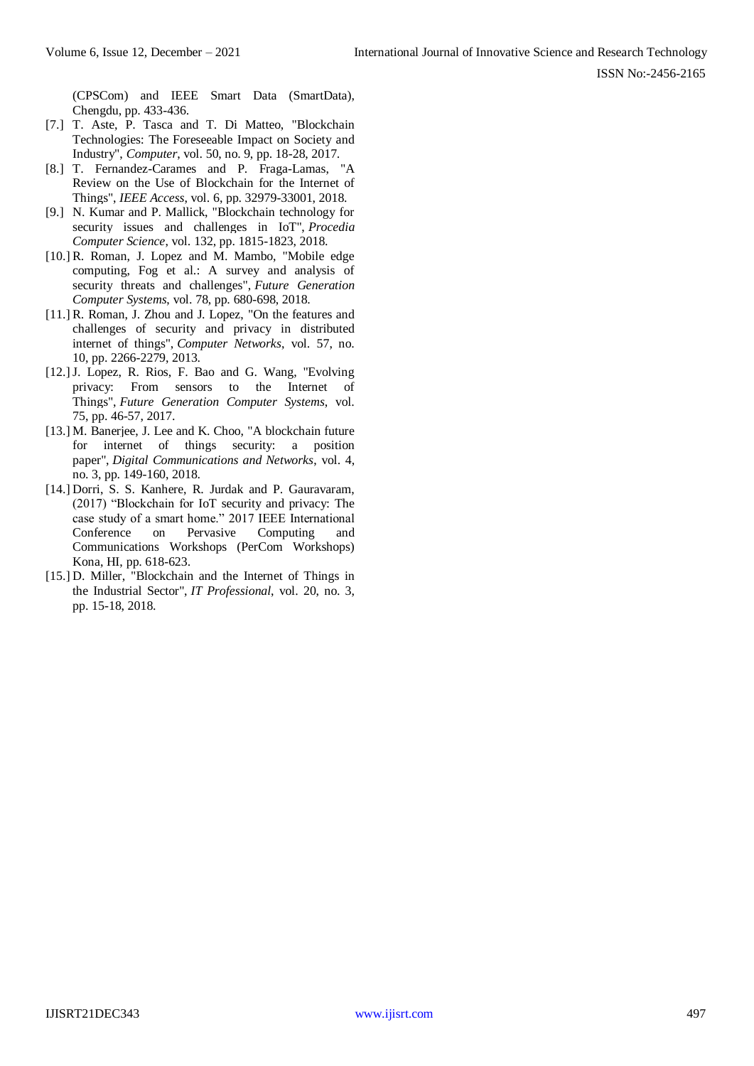(CPSCom) and IEEE Smart Data (SmartData), Chengdu, pp. 433-436.

[7.] T. Aste, P. Tasca and T. Di Matteo, "Blockchain Technologies: The Foreseeable Impact on Society and Industry", *Computer*, vol. 50, no. 9, pp. 18-28, 2017.

[8.] T. Fernandez-Carames and P. Fraga-Lamas, "A Review on the Use of Blockchain for the Internet of Things", *IEEE Access*, vol. 6, pp. 32979-33001, 2018.

[9.] N. Kumar and P. Mallick, "Blockchain technology for security issues and challenges in IoT", *Procedia Computer Science*, vol. 132, pp. 1815-1823, 2018.

[10.] R. Roman, J. Lopez and M. Mambo, "Mobile edge computing, Fog et al.: A survey and analysis of security threats and challenges", *Future Generation Computer Systems*, vol. 78, pp. 680-698, 2018.

[11.] R. Roman, J. Zhou and J. Lopez, "On the features and challenges of security and privacy in distributed internet of things", *Computer Networks*, vol. 57, no. 10, pp. 2266-2279, 2013.

[12.] J. Lopez, R. Rios, F. Bao and G. Wang, "Evolving privacy: From sensors to the Internet of Things", *Future Generation Computer Systems*, vol. 75, pp. 46-57, 2017.

[13.] M. Banerjee, J. Lee and K. Choo, "A blockchain future for internet of things security: a position paper", *Digital Communications and Networks*, vol. 4, no. 3, pp. 149-160, 2018.

[14.] Dorri, S. S. Kanhere, R. Jurdak and P. Gauravaram, (2017) "Blockchain for IoT security and privacy: The case study of a smart home." 2017 IEEE International Conference on Pervasive Computing and Communications Workshops (PerCom Workshops) Kona, HI, pp. 618-623.

[15.] D. Miller, "Blockchain and the Internet of Things in the Industrial Sector", *IT Professional*, vol. 20, no. 3, pp. 15-18, 2018.